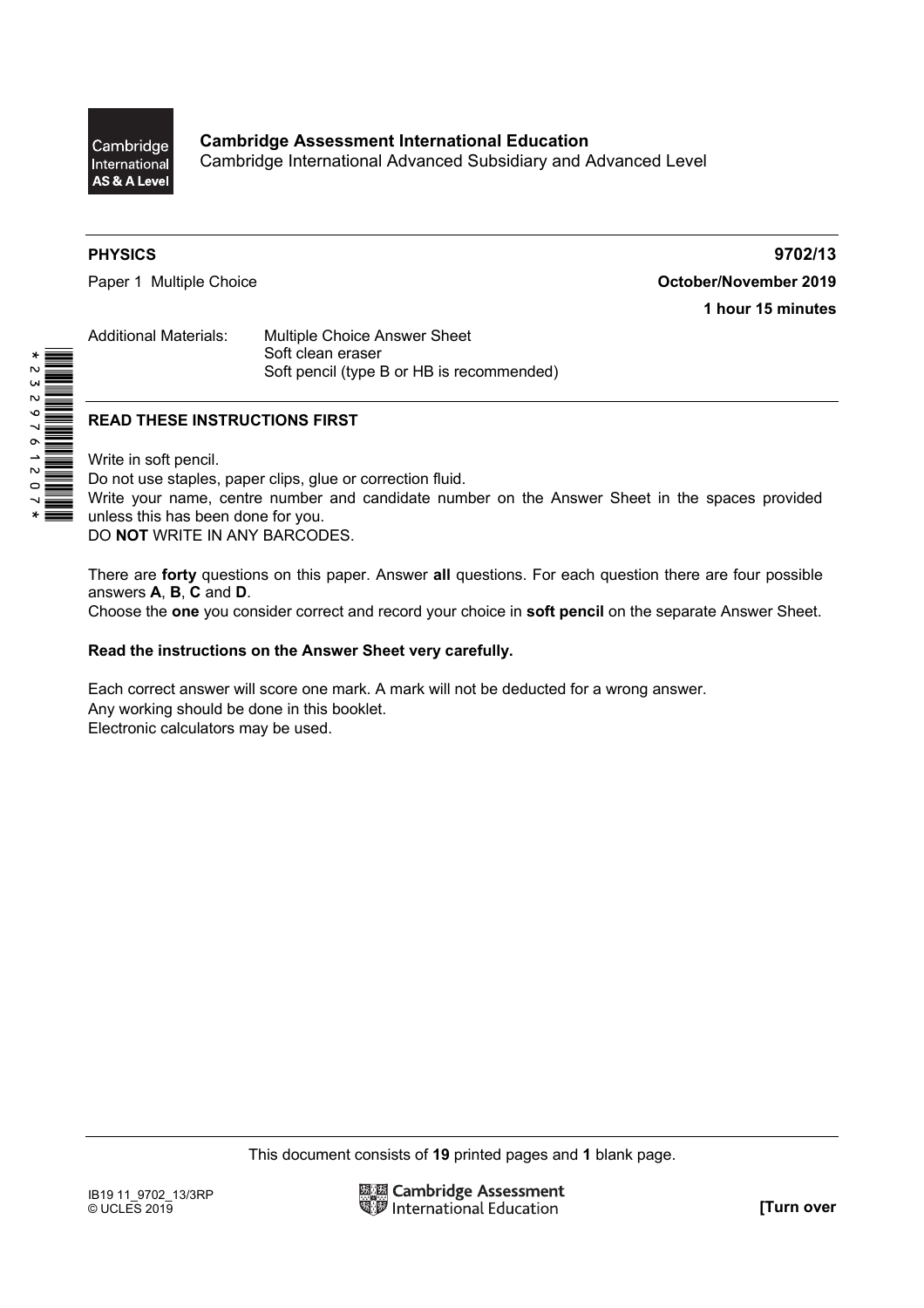Cambridge International AS & A Level

**Cambridge Assessment International Education**
Cambridge International Advanced Subsidiary and Advanced Level

**PHYSICS** **9702/13**

Paper 1 Multiple Choice **October/November 2019**

**1 hour 15 minutes**

Additional Materials: Multiple Choice Answer Sheet
Soft clean eraser
Soft pencil (type B or HB is recommended)

**READ THESE INSTRUCTIONS FIRST**

Write in soft pencil.
Do not use staples, paper clips, glue or correction fluid.
Write your name, centre number and candidate number on the Answer Sheet in the spaces provided unless this has been done for you.
DO **NOT** WRITE IN ANY BARCODES.

There are **forty** questions on this paper. Answer **all** questions. For each question there are four possible answers **A**, **B**, **C** and **D**.
Choose the **one** you consider correct and record your choice in **soft pencil** on the separate Answer Sheet.

**Read the instructions on the Answer Sheet very carefully.**

Each correct answer will score one mark. A mark will not be deducted for a wrong answer.
Any working should be done in this booklet.
Electronic calculators may be used.

This document consists of **19** printed pages and **1** blank page.

IB19 11_9702_13/3RP
© UCLES 2019

**[Turn over**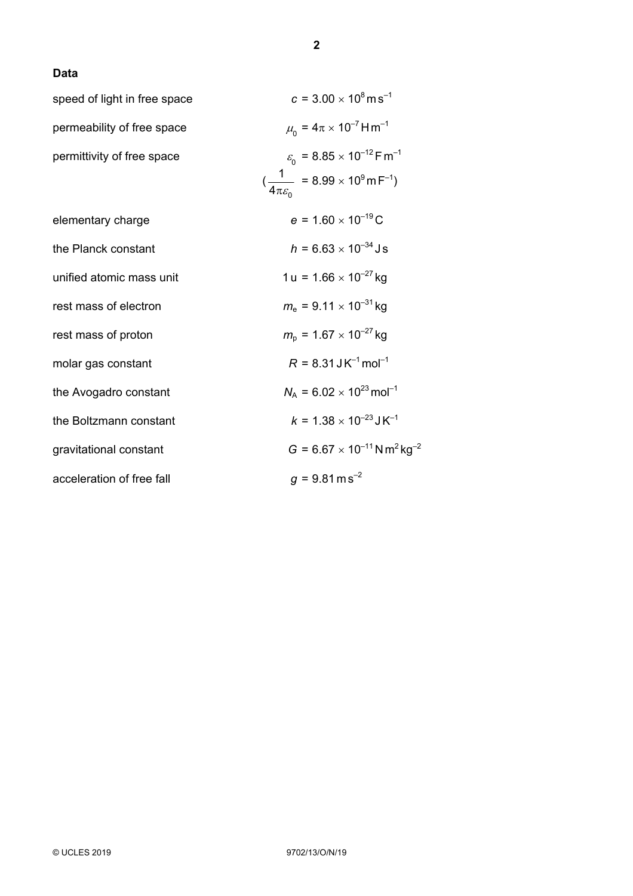## Data

| | |
|---|---|
| speed of light in free space | $c = 3.00 \times 10^{8}\,\text{m}\,\text{s}^{-1}$ |
| permeability of free space | $\mu_0 = 4\pi \times 10^{-7}\,\text{H}\,\text{m}^{-1}$ |
| permittivity of free space | $\varepsilon_0 = 8.85 \times 10^{-12}\,\text{F}\,\text{m}^{-1}$ |
| | $(\dfrac{1}{4\pi\varepsilon_0} = 8.99 \times 10^{9}\,\text{m}\,\text{F}^{-1})$ |
| elementary charge | $e = 1.60 \times 10^{-19}\,\text{C}$ |
| the Planck constant | $h = 6.63 \times 10^{-34}\,\text{J}\,\text{s}$ |
| unified atomic mass unit | $1\,\text{u} = 1.66 \times 10^{-27}\,\text{kg}$ |
| rest mass of electron | $m_e = 9.11 \times 10^{-31}\,\text{kg}$ |
| rest mass of proton | $m_p = 1.67 \times 10^{-27}\,\text{kg}$ |
| molar gas constant | $R = 8.31\,\text{J}\,\text{K}^{-1}\,\text{mol}^{-1}$ |
| the Avogadro constant | $N_A = 6.02 \times 10^{23}\,\text{mol}^{-1}$ |
| the Boltzmann constant | $k = 1.38 \times 10^{-23}\,\text{J}\,\text{K}^{-1}$ |
| gravitational constant | $G = 6.67 \times 10^{-11}\,\text{N}\,\text{m}^{2}\,\text{kg}^{-2}$ |
| acceleration of free fall | $g = 9.81\,\text{m}\,\text{s}^{-2}$ |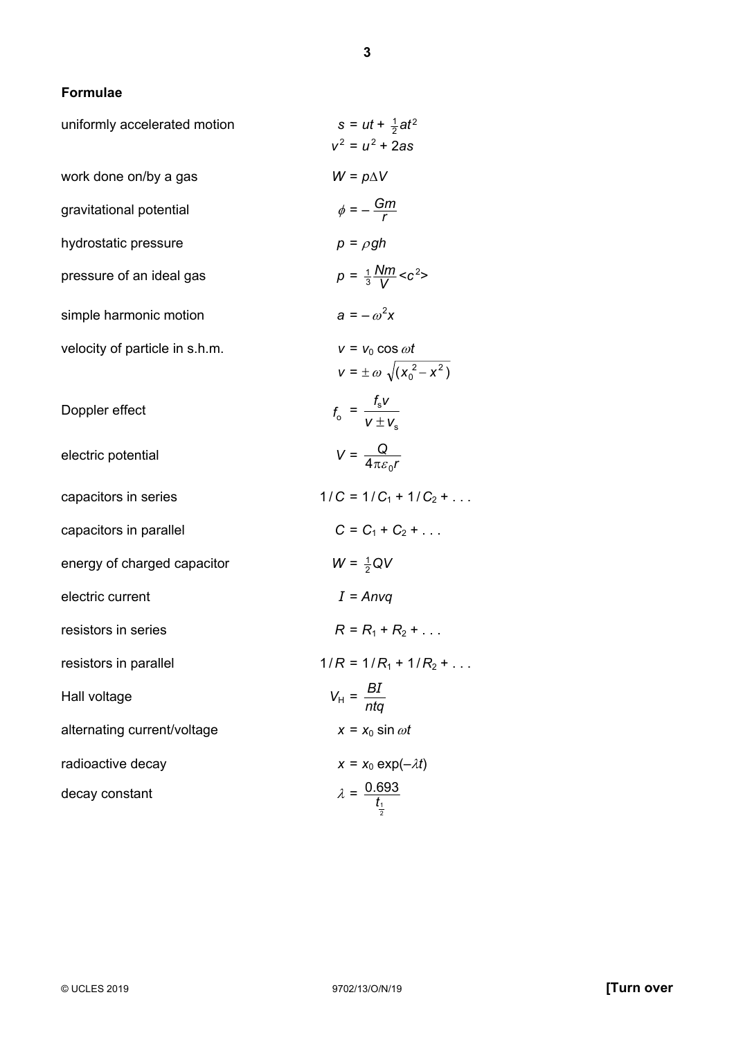## Formulae

| | |
|---|---|
| uniformly accelerated motion | $s = ut + \frac{1}{2}at^2$ |
| | $v^2 = u^2 + 2as$ |
| work done on/by a gas | $W = p\Delta V$ |
| gravitational potential | $\phi = -\dfrac{Gm}{r}$ |
| hydrostatic pressure | $p = \rho gh$ |
| pressure of an ideal gas | $p = \frac{1}{3}\dfrac{Nm}{V}\langle c^2\rangle$ |
| simple harmonic motion | $a = -\omega^2 x$ |
| velocity of particle in s.h.m. | $v = v_0 \cos \omega t$ |
| | $v = \pm\omega\sqrt{(x_0^{\,2} - x^2)}$ |
| Doppler effect | $f_o = \dfrac{f_s v}{v \pm v_s}$ |
| electric potential | $V = \dfrac{Q}{4\pi\varepsilon_0 r}$ |
| capacitors in series | $1/C = 1/C_1 + 1/C_2 + \ldots$ |
| capacitors in parallel | $C = C_1 + C_2 + \ldots$ |
| energy of charged capacitor | $W = \frac{1}{2}QV$ |
| electric current | $I = Anvq$ |
| resistors in series | $R = R_1 + R_2 + \ldots$ |
| resistors in parallel | $1/R = 1/R_1 + 1/R_2 + \ldots$ |
| Hall voltage | $V_H = \dfrac{BI}{ntq}$ |
| alternating current/voltage | $x = x_0 \sin \omega t$ |
| radioactive decay | $x = x_0 \exp(-\lambda t)$ |
| decay constant | $\lambda = \dfrac{0.693}{t_{\frac{1}{2}}}$ |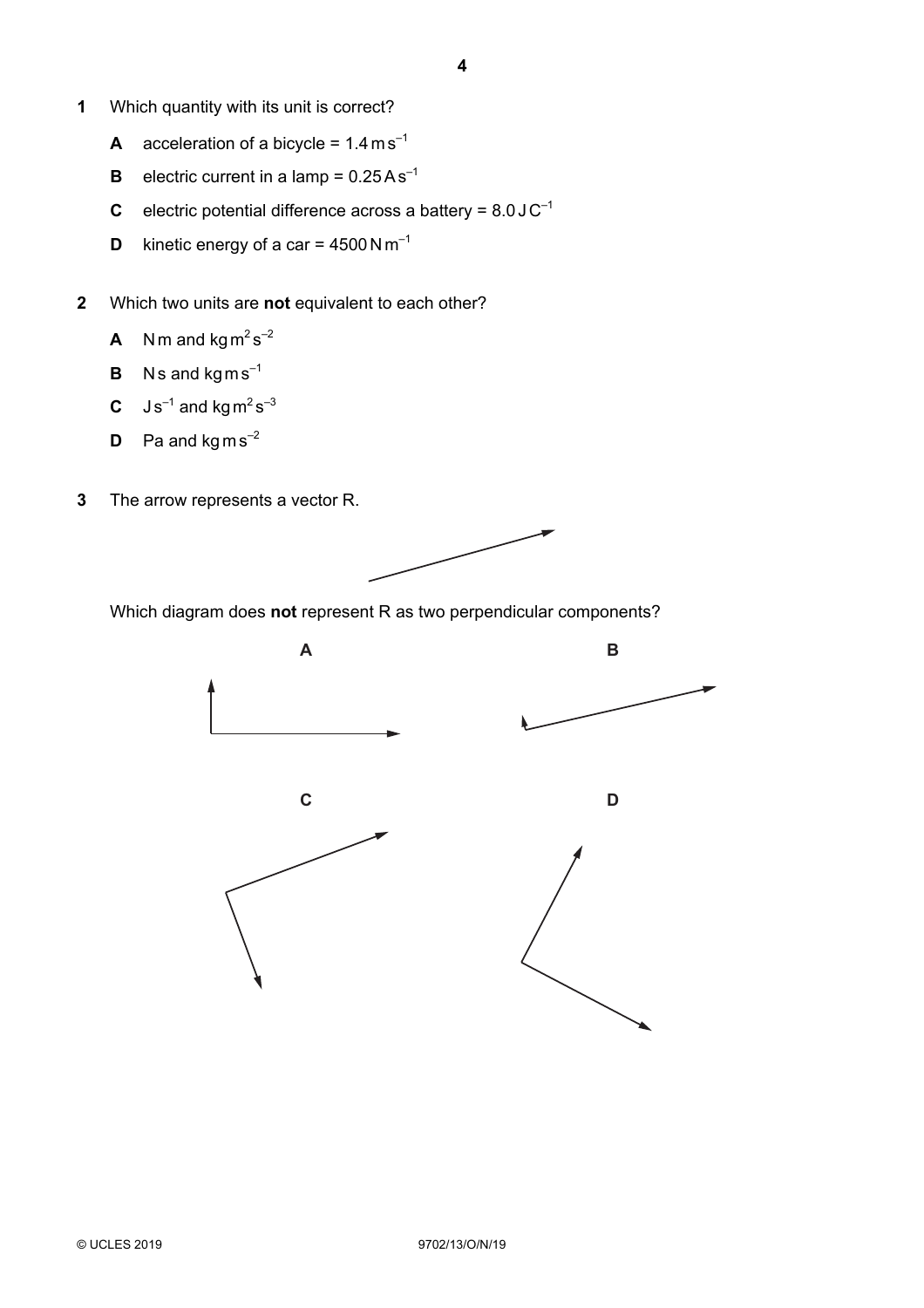**1** Which quantity with its unit is correct?

**A** acceleration of a bicycle = $1.4\,\text{m}\,\text{s}^{-1}$

**B** electric current in a lamp = $0.25\,\text{A}\,\text{s}^{-1}$

**C** electric potential difference across a battery = $8.0\,\text{J}\,\text{C}^{-1}$

**D** kinetic energy of a car = $4500\,\text{N}\,\text{m}^{-1}$

**2** Which two units are **not** equivalent to each other?

**A** $\text{N}\,\text{m}$ and $\text{kg}\,\text{m}^2\,\text{s}^{-2}$

**B** $\text{N}\,\text{s}$ and $\text{kg}\,\text{m}\,\text{s}^{-1}$

**C** $\text{J}\,\text{s}^{-1}$ and $\text{kg}\,\text{m}^2\,\text{s}^{-3}$

**D** $\text{Pa}$ and $\text{kg}\,\text{m}\,\text{s}^{-2}$

**3** The arrow represents a vector R.

Which diagram does **not** represent R as two perpendicular components?

A

B

C

D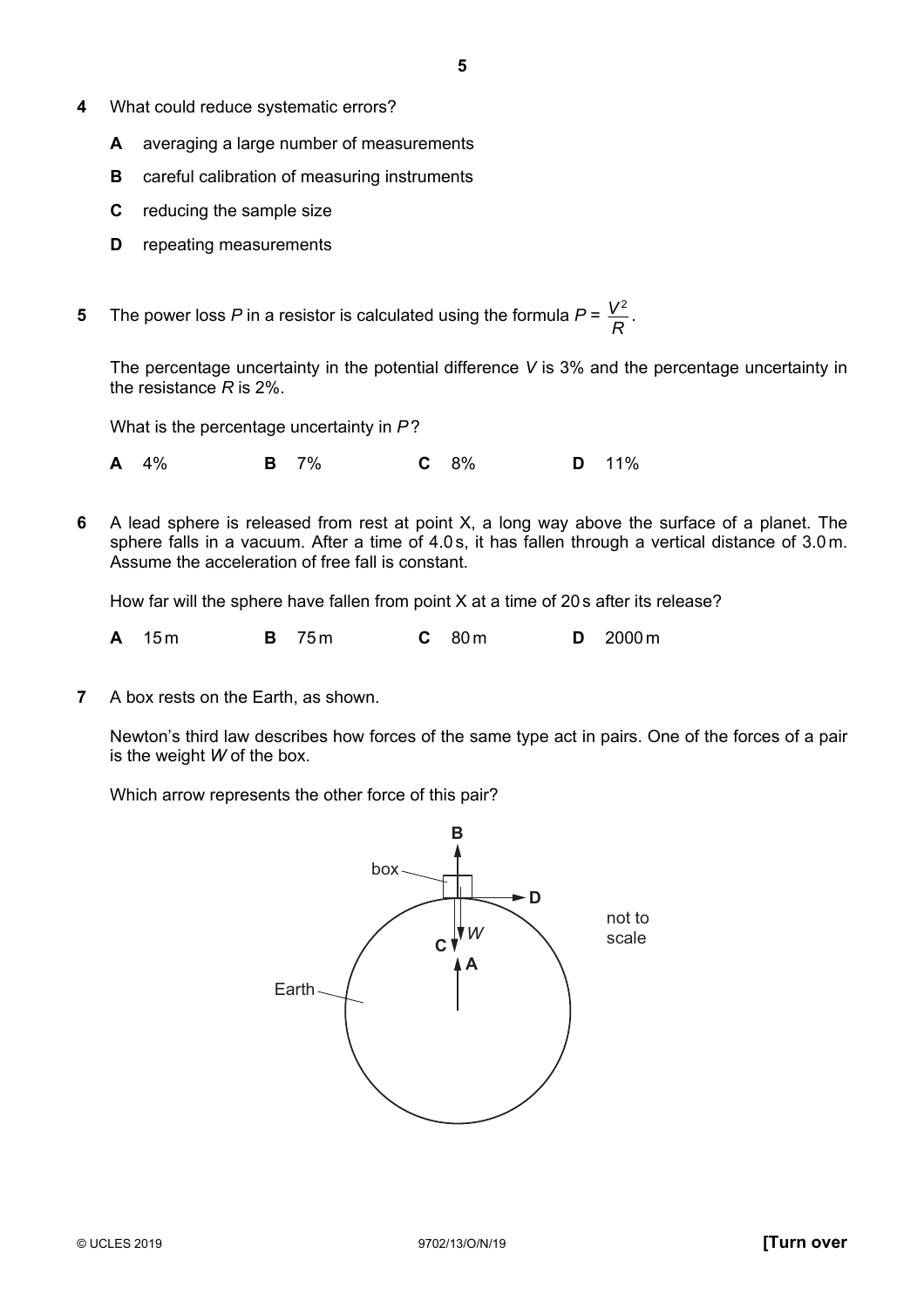**4** What could reduce systematic errors?

**A** averaging a large number of measurements

**B** careful calibration of measuring instruments

**C** reducing the sample size

**D** repeating measurements

**5** The power loss $P$ in a resistor is calculated using the formula $P = \dfrac{V^2}{R}$.

The percentage uncertainty in the potential difference $V$ is 3% and the percentage uncertainty in the resistance $R$ is 2%.

What is the percentage uncertainty in $P$?

**A** 4% **B** 7% **C** 8% **D** 11%

**6** A lead sphere is released from rest at point X, a long way above the surface of a planet. The sphere falls in a vacuum. After a time of 4.0 s, it has fallen through a vertical distance of 3.0 m. Assume the acceleration of free fall is constant.

How far will the sphere have fallen from point X at a time of 20 s after its release?

**A** 15 m **B** 75 m **C** 80 m **D** 2000 m

**7** A box rests on the Earth, as shown.

Newton's third law describes how forces of the same type act in pairs. One of the forces of a pair is the weight $W$ of the box.

Which arrow represents the other force of this pair?

box, Earth, B, C, D, A, $W$

not to scale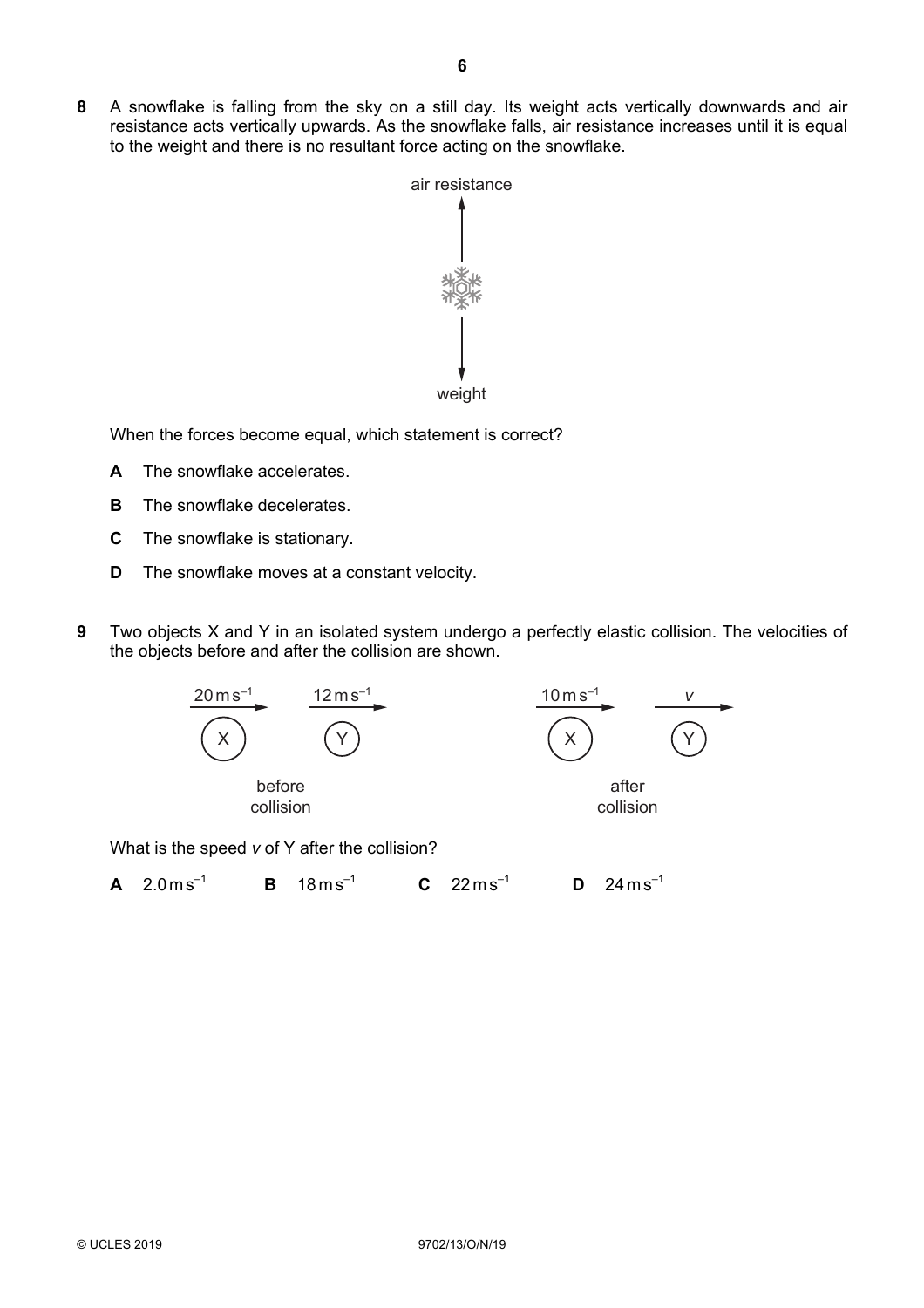**8** A snowflake is falling from the sky on a still day. Its weight acts vertically downwards and air resistance acts vertically upwards. As the snowflake falls, air resistance increases until it is equal to the weight and there is no resultant force acting on the snowflake.

air resistance

weight

When the forces become equal, which statement is correct?

**A** The snowflake accelerates.

**B** The snowflake decelerates.

**C** The snowflake is stationary.

**D** The snowflake moves at a constant velocity.

**9** Two objects X and Y in an isolated system undergo a perfectly elastic collision. The velocities of the objects before and after the collision are shown.

before collision: X at $20\,\text{m}\,\text{s}^{-1}$, Y at $12\,\text{m}\,\text{s}^{-1}$

after collision: X at $10\,\text{m}\,\text{s}^{-1}$, Y at $v$

What is the speed $v$ of Y after the collision?

**A** $2.0\,\text{m}\,\text{s}^{-1}$ **B** $18\,\text{m}\,\text{s}^{-1}$ **C** $22\,\text{m}\,\text{s}^{-1}$ **D** $24\,\text{m}\,\text{s}^{-1}$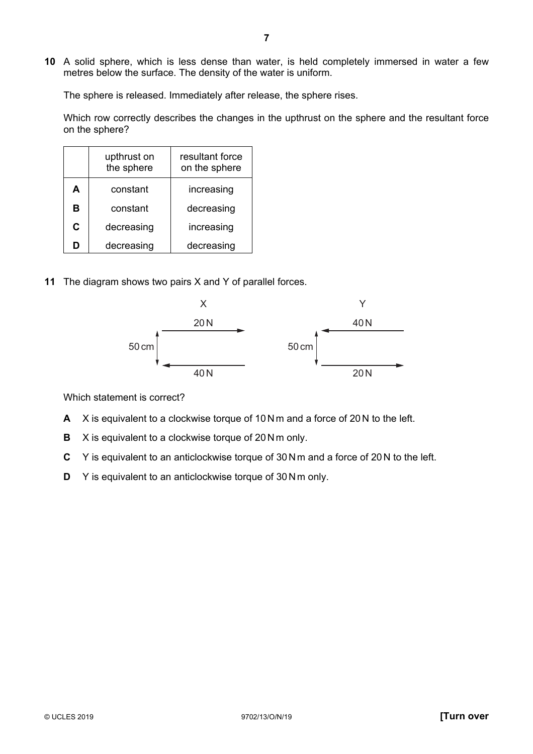**10** A solid sphere, which is less dense than water, is held completely immersed in water a few metres below the surface. The density of the water is uniform.

The sphere is released. Immediately after release, the sphere rises.

Which row correctly describes the changes in the upthrust on the sphere and the resultant force on the sphere?

| | upthrust on the sphere | resultant force on the sphere |
|---|---|---|
| **A** | constant | increasing |
| **B** | constant | decreasing |
| **C** | decreasing | increasing |
| **D** | decreasing | decreasing |

**11** The diagram shows two pairs X and Y of parallel forces.

X: a force of 20 N acting to the right and, 50 cm below it, a force of 40 N acting to the left.

Y: a force of 40 N acting to the left and, 50 cm below it, a force of 20 N acting to the right.

Which statement is correct?

**A** X is equivalent to a clockwise torque of 10 N m and a force of 20 N to the left.

**B** X is equivalent to a clockwise torque of 20 N m only.

**C** Y is equivalent to an anticlockwise torque of 30 N m and a force of 20 N to the left.

**D** Y is equivalent to an anticlockwise torque of 30 N m only.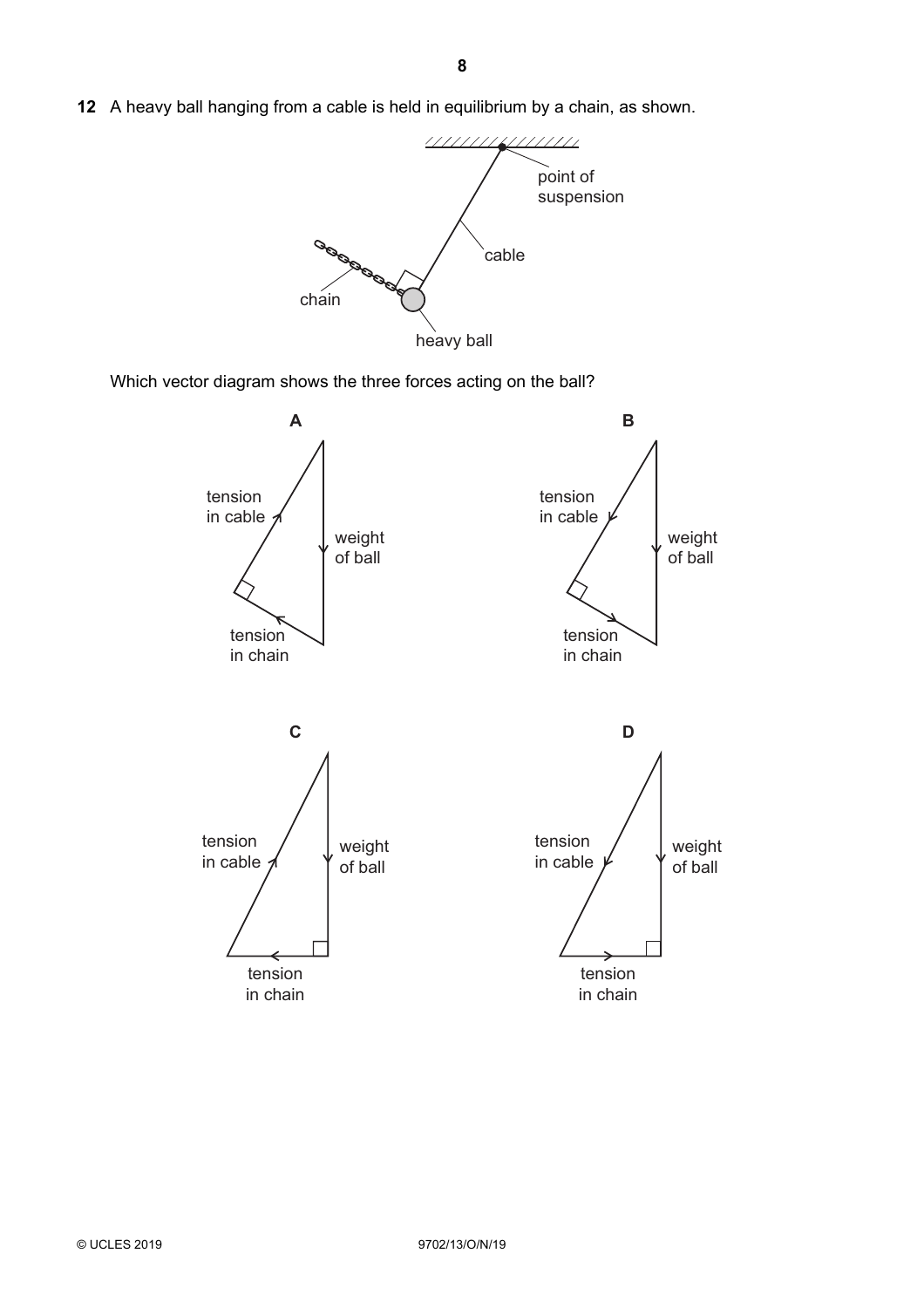**12** A heavy ball hanging from a cable is held in equilibrium by a chain, as shown.

point of suspension

cable

chain

heavy ball

Which vector diagram shows the three forces acting on the ball?

**A**

tension in cable

weight of ball

tension in chain

**B**

tension in cable

weight of ball

tension in chain

**C**

tension in cable

weight of ball

tension in chain

**D**

tension in cable

weight of ball

tension in chain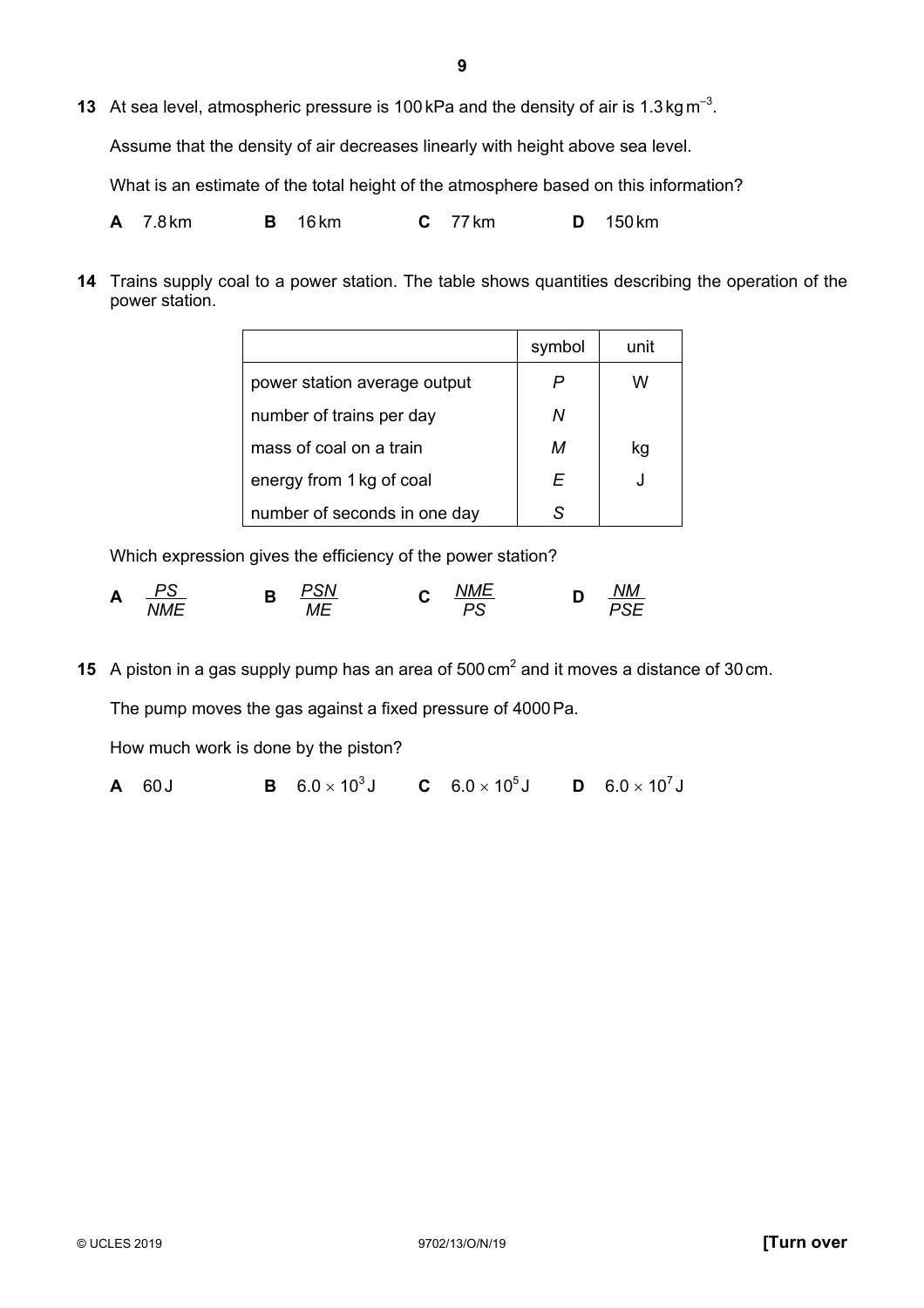**13** At sea level, atmospheric pressure is 100 kPa and the density of air is 1.3 kg m$^{-3}$.

Assume that the density of air decreases linearly with height above sea level.

What is an estimate of the total height of the atmosphere based on this information?

**A** 7.8 km **B** 16 km **C** 77 km **D** 150 km

**14** Trains supply coal to a power station. The table shows quantities describing the operation of the power station.

| | symbol | unit |
|---|---|---|
| power station average output | $P$ | W |
| number of trains per day | $N$ | |
| mass of coal on a train | $M$ | kg |
| energy from 1 kg of coal | $E$ | J |
| number of seconds in one day | $S$ | |

Which expression gives the efficiency of the power station?

**A** $\dfrac{PS}{NME}$ **B** $\dfrac{PSN}{ME}$ **C** $\dfrac{NME}{PS}$ **D** $\dfrac{NM}{PSE}$

**15** A piston in a gas supply pump has an area of 500 cm$^2$ and it moves a distance of 30 cm.

The pump moves the gas against a fixed pressure of 4000 Pa.

How much work is done by the piston?

**A** 60 J **B** $6.0 \times 10^3$ J **C** $6.0 \times 10^5$ J **D** $6.0 \times 10^7$ J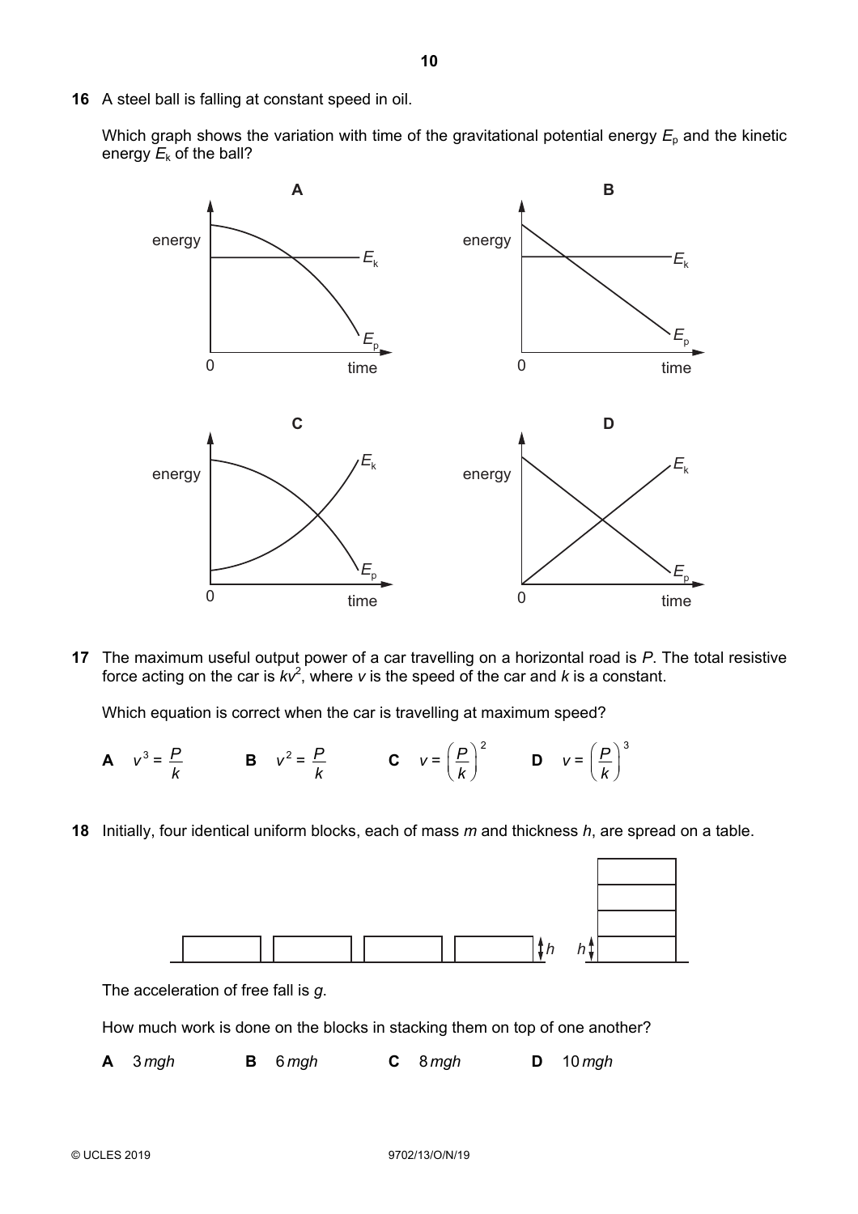**16** A steel ball is falling at constant speed in oil.

Which graph shows the variation with time of the gravitational potential energy $E_p$ and the kinetic energy $E_k$ of the ball?

**17** The maximum useful output power of a car travelling on a horizontal road is $P$. The total resistive force acting on the car is $kv^2$, where $v$ is the speed of the car and $k$ is a constant.

Which equation is correct when the car is travelling at maximum speed?

**A** $v^3 = \dfrac{P}{k}$ **B** $v^2 = \dfrac{P}{k}$ **C** $v = \left(\dfrac{P}{k}\right)^2$ **D** $v = \left(\dfrac{P}{k}\right)^3$

**18** Initially, four identical uniform blocks, each of mass $m$ and thickness $h$, are spread on a table.

The acceleration of free fall is $g$.

How much work is done on the blocks in stacking them on top of one another?

**A** $3\,mgh$ **B** $6\,mgh$ **C** $8\,mgh$ **D** $10\,mgh$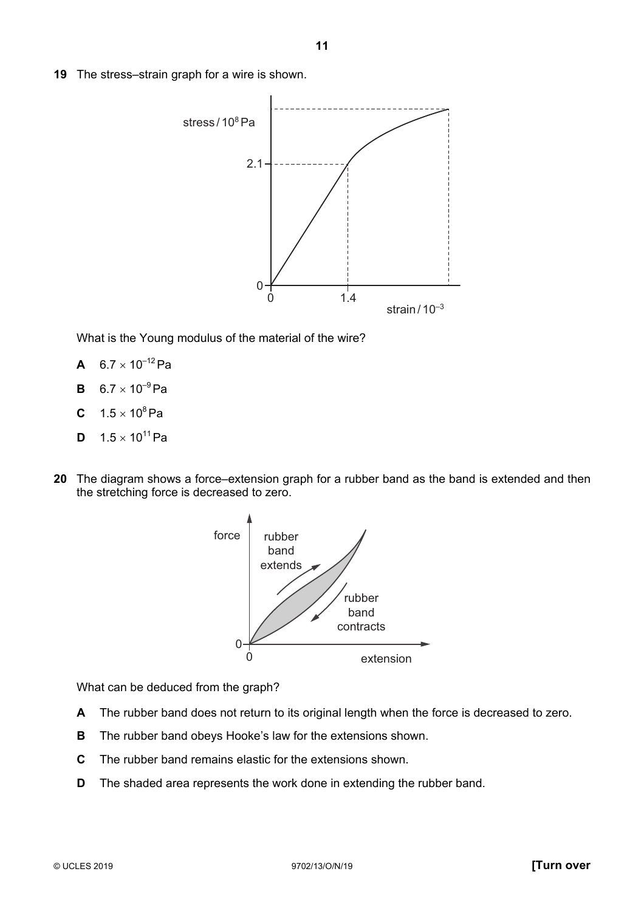**19** The stress–strain graph for a wire is shown.

What is the Young modulus of the material of the wire?

**A** $6.7 \times 10^{-12}$ Pa

**B** $6.7 \times 10^{-9}$ Pa

**C** $1.5 \times 10^{8}$ Pa

**D** $1.5 \times 10^{11}$ Pa

**20** The diagram shows a force–extension graph for a rubber band as the band is extended and then the stretching force is decreased to zero.

What can be deduced from the graph?

**A** The rubber band does not return to its original length when the force is decreased to zero.

**B** The rubber band obeys Hooke's law for the extensions shown.

**C** The rubber band remains elastic for the extensions shown.

**D** The shaded area represents the work done in extending the rubber band.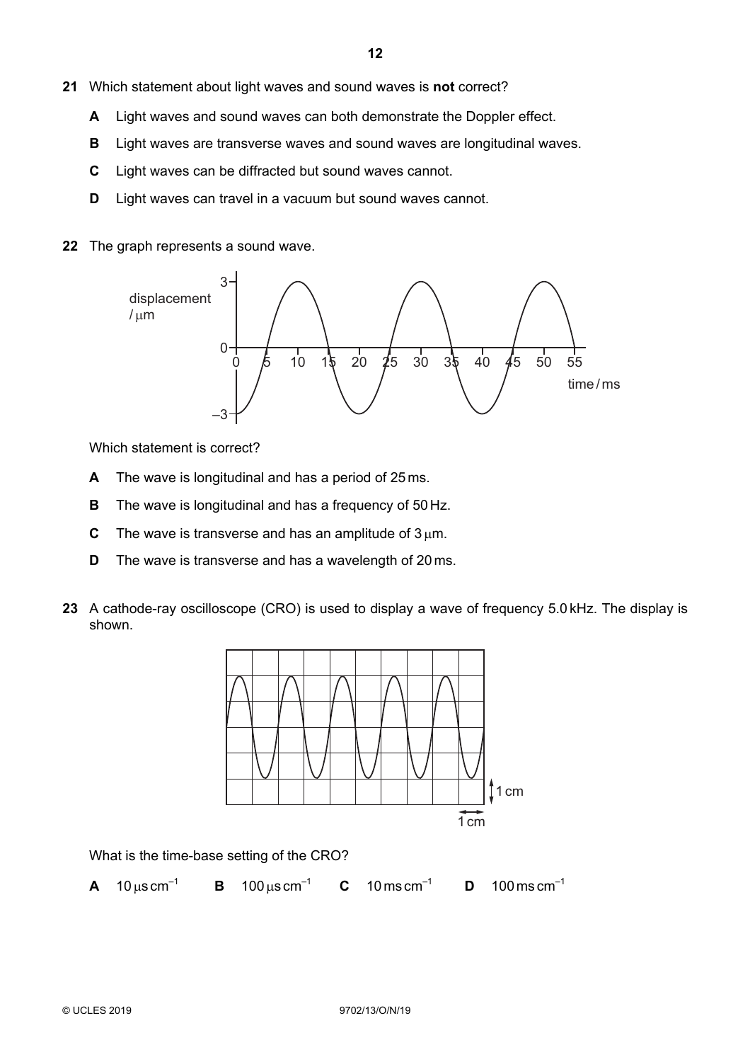**21** Which statement about light waves and sound waves is **not** correct?

**A** Light waves and sound waves can both demonstrate the Doppler effect.

**B** Light waves are transverse waves and sound waves are longitudinal waves.

**C** Light waves can be diffracted but sound waves cannot.

**D** Light waves can travel in a vacuum but sound waves cannot.

**22** The graph represents a sound wave.

Which statement is correct?

**A** The wave is longitudinal and has a period of 25 ms.

**B** The wave is longitudinal and has a frequency of 50 Hz.

**C** The wave is transverse and has an amplitude of 3 μm.

**D** The wave is transverse and has a wavelength of 20 ms.

**23** A cathode-ray oscilloscope (CRO) is used to display a wave of frequency 5.0 kHz. The display is shown.

What is the time-base setting of the CRO?

**A** $10\,\mu s\,cm^{-1}$ **B** $100\,\mu s\,cm^{-1}$ **C** $10\,ms\,cm^{-1}$ **D** $100\,ms\,cm^{-1}$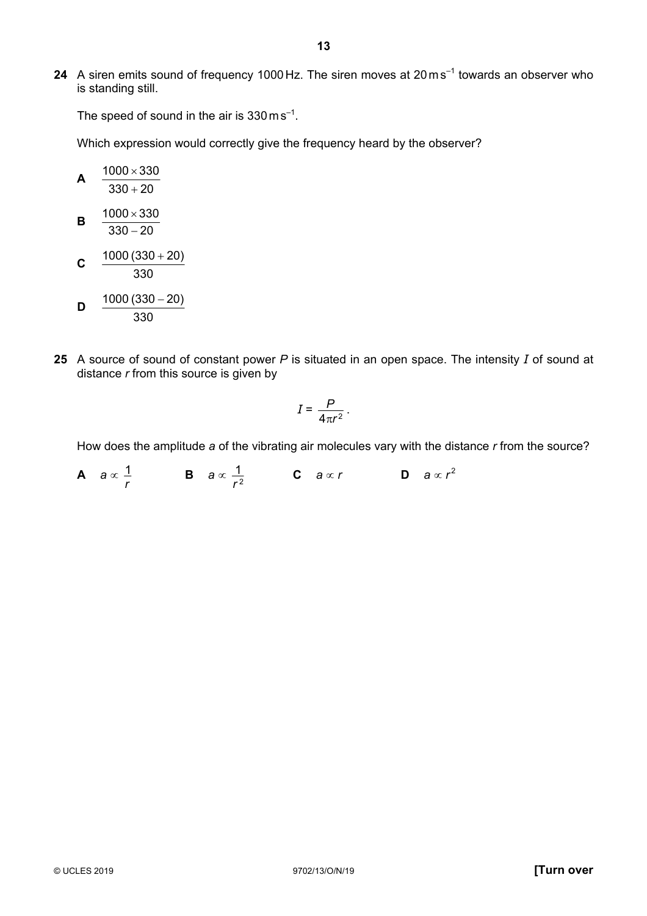**24** A siren emits sound of frequency 1000 Hz. The siren moves at $20\,\text{m}\,\text{s}^{-1}$ towards an observer who is standing still.

The speed of sound in the air is $330\,\text{m}\,\text{s}^{-1}$.

Which expression would correctly give the frequency heard by the observer?

**A** $\dfrac{1000 \times 330}{330 + 20}$

**B** $\dfrac{1000 \times 330}{330 - 20}$

**C** $\dfrac{1000\,(330 + 20)}{330}$

**D** $\dfrac{1000\,(330 - 20)}{330}$

**25** A source of sound of constant power $P$ is situated in an open space. The intensity $I$ of sound at distance $r$ from this source is given by

$$I = \frac{P}{4\pi r^2}.$$

How does the amplitude $a$ of the vibrating air molecules vary with the distance $r$ from the source?

**A** $a \propto \dfrac{1}{r}$ **B** $a \propto \dfrac{1}{r^2}$ **C** $a \propto r$ **D** $a \propto r^2$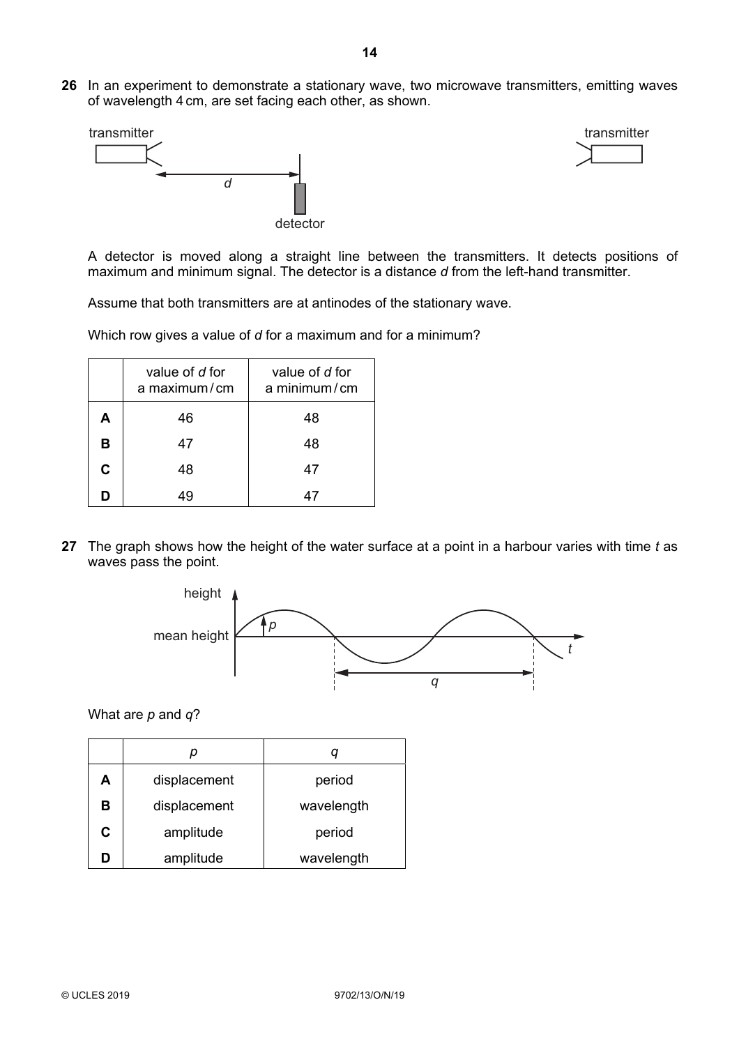**26** In an experiment to demonstrate a stationary wave, two microwave transmitters, emitting waves of wavelength 4 cm, are set facing each other, as shown.

A detector is moved along a straight line between the transmitters. It detects positions of maximum and minimum signal. The detector is a distance $d$ from the left-hand transmitter.

Assume that both transmitters are at antinodes of the stationary wave.

Which row gives a value of $d$ for a maximum and for a minimum?

| | value of $d$ for a maximum / cm | value of $d$ for a minimum / cm |
|---|---|---|
| **A** | 46 | 48 |
| **B** | 47 | 48 |
| **C** | 48 | 47 |
| **D** | 49 | 47 |

**27** The graph shows how the height of the water surface at a point in a harbour varies with time $t$ as waves pass the point.

What are $p$ and $q$?

| | $p$ | $q$ |
|---|---|---|
| **A** | displacement | period |
| **B** | displacement | wavelength |
| **C** | amplitude | period |
| **D** | amplitude | wavelength |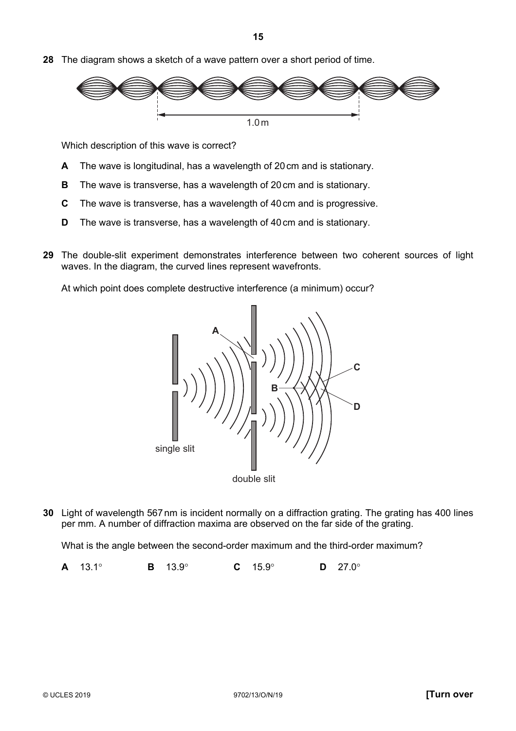**28** The diagram shows a sketch of a wave pattern over a short period of time.

1.0 m

Which description of this wave is correct?

**A** The wave is longitudinal, has a wavelength of 20 cm and is stationary.

**B** The wave is transverse, has a wavelength of 20 cm and is stationary.

**C** The wave is transverse, has a wavelength of 40 cm and is progressive.

**D** The wave is transverse, has a wavelength of 40 cm and is stationary.

**29** The double-slit experiment demonstrates interference between two coherent sources of light waves. In the diagram, the curved lines represent wavefronts.

At which point does complete destructive interference (a minimum) occur?

single slit

double slit

**30** Light of wavelength 567 nm is incident normally on a diffraction grating. The grating has 400 lines per mm. A number of diffraction maxima are observed on the far side of the grating.

What is the angle between the second-order maximum and the third-order maximum?

**A** 13.1° **B** 13.9° **C** 15.9° **D** 27.0°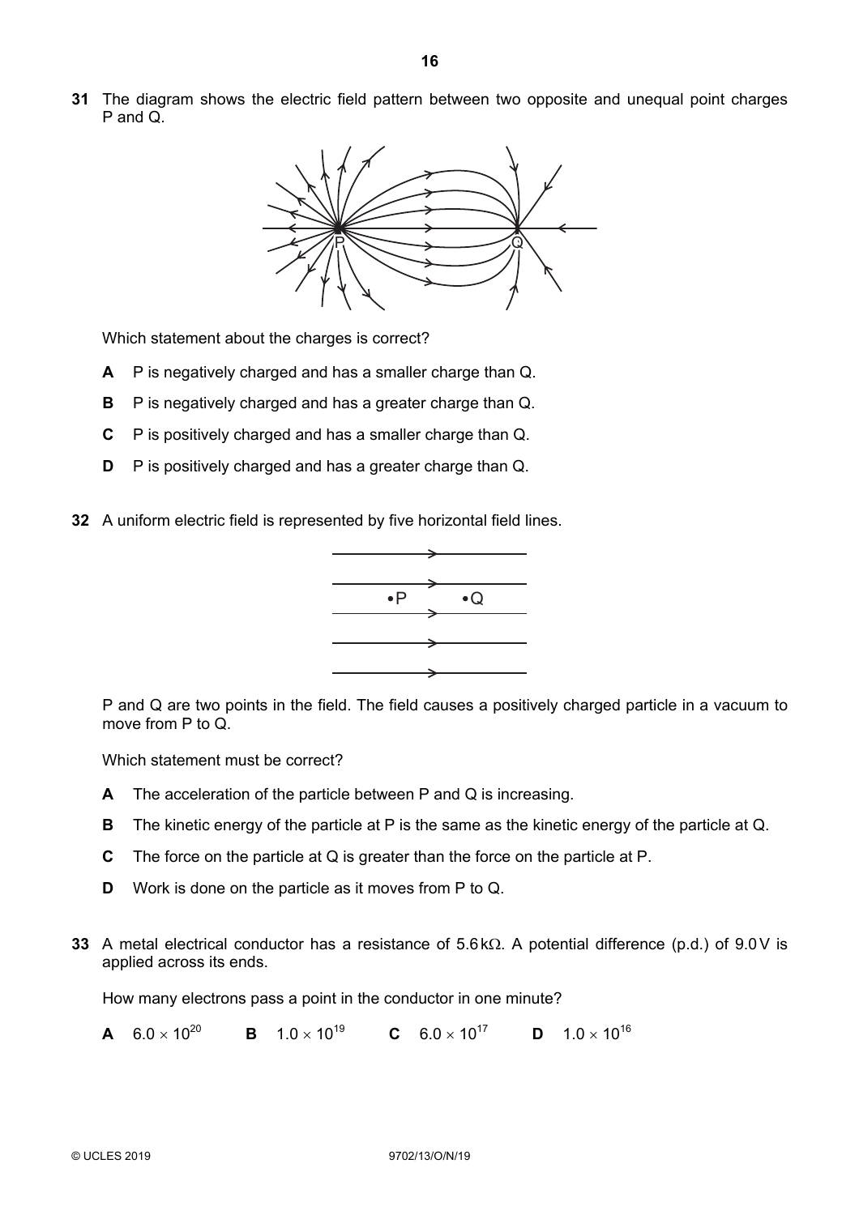**31** The diagram shows the electric field pattern between two opposite and unequal point charges P and Q.

Which statement about the charges is correct?

**A** P is negatively charged and has a smaller charge than Q.

**B** P is negatively charged and has a greater charge than Q.

**C** P is positively charged and has a smaller charge than Q.

**D** P is positively charged and has a greater charge than Q.

**32** A uniform electric field is represented by five horizontal field lines.

P and Q are two points in the field. The field causes a positively charged particle in a vacuum to move from P to Q.

Which statement must be correct?

**A** The acceleration of the particle between P and Q is increasing.

**B** The kinetic energy of the particle at P is the same as the kinetic energy of the particle at Q.

**C** The force on the particle at Q is greater than the force on the particle at P.

**D** Work is done on the particle as it moves from P to Q.

**33** A metal electrical conductor has a resistance of $5.6\,\text{k}\Omega$. A potential difference (p.d.) of $9.0\,\text{V}$ is applied across its ends.

How many electrons pass a point in the conductor in one minute?

**A** $6.0 \times 10^{20}$ **B** $1.0 \times 10^{19}$ **C** $6.0 \times 10^{17}$ **D** $1.0 \times 10^{16}$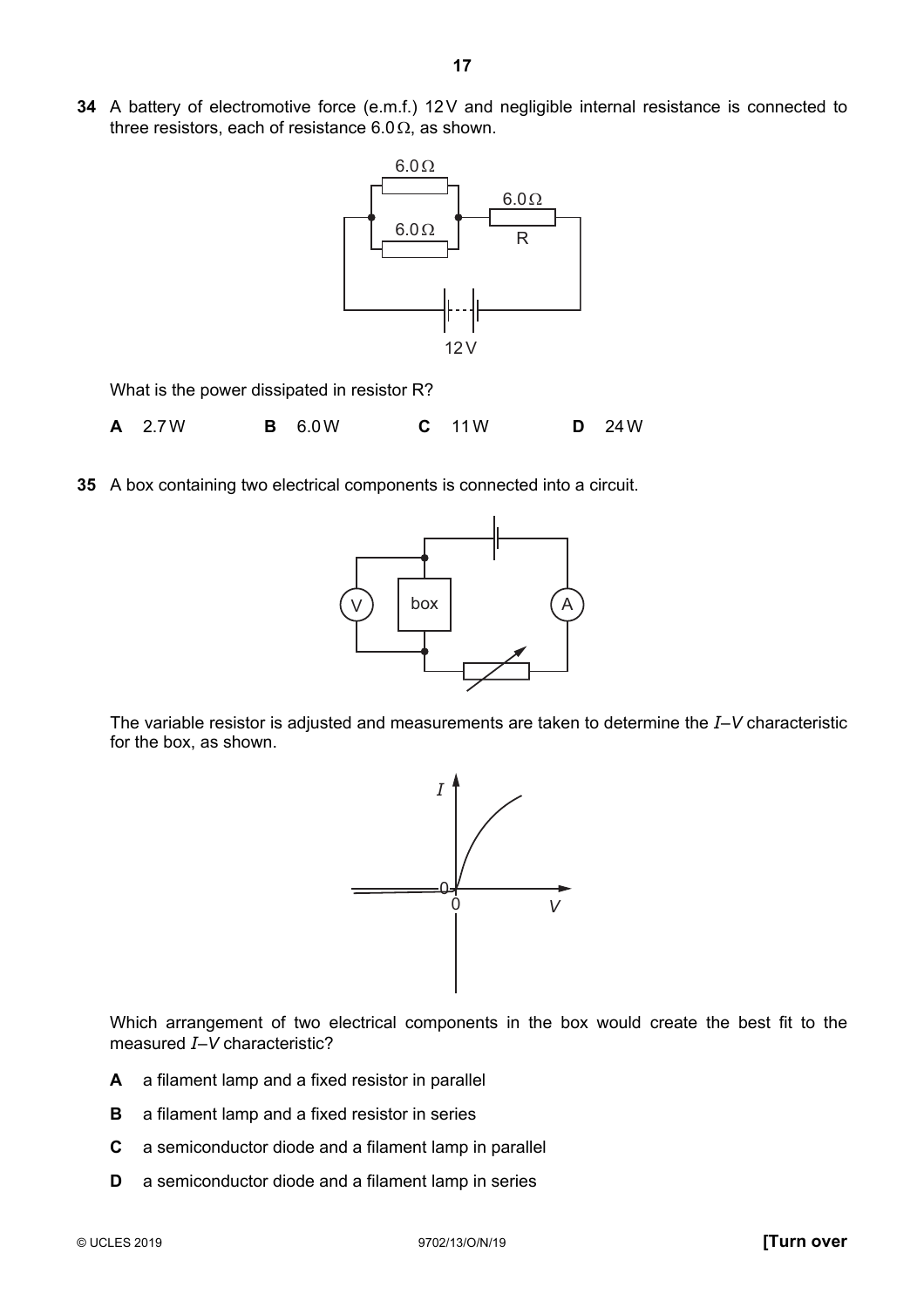**34** A battery of electromotive force (e.m.f.) 12 V and negligible internal resistance is connected to three resistors, each of resistance 6.0 Ω, as shown.

What is the power dissipated in resistor R?

**A** 2.7 W **B** 6.0 W **C** 11 W **D** 24 W

**35** A box containing two electrical components is connected into a circuit.

The variable resistor is adjusted and measurements are taken to determine the $I$–$V$ characteristic for the box, as shown.

Which arrangement of two electrical components in the box would create the best fit to the measured $I$–$V$ characteristic?

**A** a filament lamp and a fixed resistor in parallel

**B** a filament lamp and a fixed resistor in series

**C** a semiconductor diode and a filament lamp in parallel

**D** a semiconductor diode and a filament lamp in series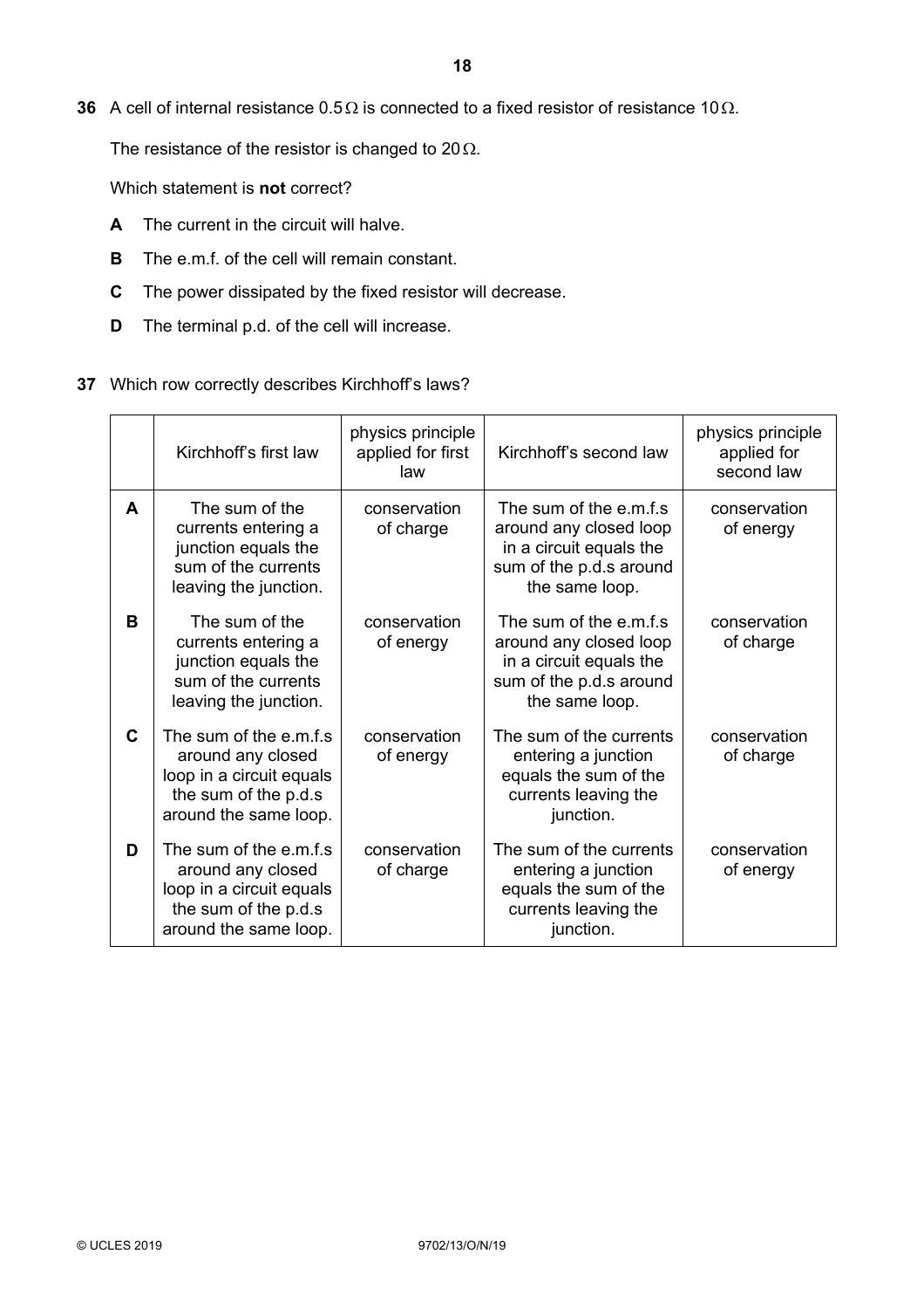**36** A cell of internal resistance 0.5 Ω is connected to a fixed resistor of resistance 10 Ω.

The resistance of the resistor is changed to 20 Ω.

Which statement is **not** correct?

**A** The current in the circuit will halve.

**B** The e.m.f. of the cell will remain constant.

**C** The power dissipated by the fixed resistor will decrease.

**D** The terminal p.d. of the cell will increase.

**37** Which row correctly describes Kirchhoff's laws?

| | Kirchhoff's first law | physics principle applied for first law | Kirchhoff's second law | physics principle applied for second law |
|---|---|---|---|---|
| **A** | The sum of the currents entering a junction equals the sum of the currents leaving the junction. | conservation of charge | The sum of the e.m.f.s around any closed loop in a circuit equals the sum of the p.d.s around the same loop. | conservation of energy |
| **B** | The sum of the currents entering a junction equals the sum of the currents leaving the junction. | conservation of energy | The sum of the e.m.f.s around any closed loop in a circuit equals the sum of the p.d.s around the same loop. | conservation of charge |
| **C** | The sum of the e.m.f.s around any closed loop in a circuit equals the sum of the p.d.s around the same loop. | conservation of energy | The sum of the currents entering a junction equals the sum of the currents leaving the junction. | conservation of charge |
| **D** | The sum of the e.m.f.s around any closed loop in a circuit equals the sum of the p.d.s around the same loop. | conservation of charge | The sum of the currents entering a junction equals the sum of the currents leaving the junction. | conservation of energy |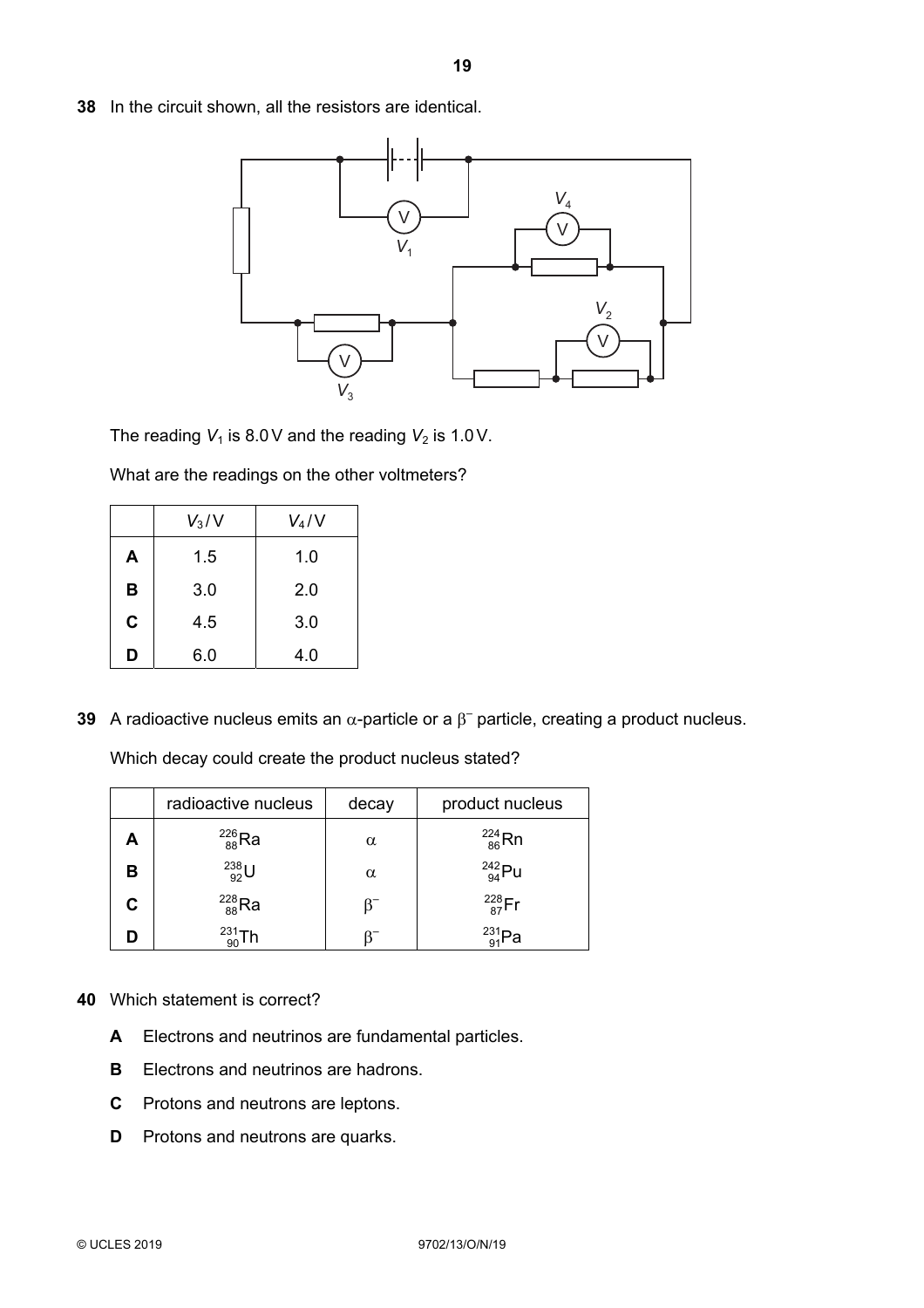**38** In the circuit shown, all the resistors are identical.

The reading $V_1$ is 8.0 V and the reading $V_2$ is 1.0 V.

What are the readings on the other voltmeters?

| | $V_3$/V | $V_4$/V |
|---|---|---|
| **A** | 1.5 | 1.0 |
| **B** | 3.0 | 2.0 |
| **C** | 4.5 | 3.0 |
| **D** | 6.0 | 4.0 |

**39** A radioactive nucleus emits an α-particle or a $\beta^-$ particle, creating a product nucleus.

Which decay could create the product nucleus stated?

| | radioactive nucleus | decay | product nucleus |
|---|---|---|---|
| **A** | $^{226}_{88}Ra$ | α | $^{224}_{86}Rn$ |
| **B** | $^{238}_{92}U$ | α | $^{242}_{94}Pu$ |
| **C** | $^{228}_{88}Ra$ | $\beta^-$ | $^{228}_{87}Fr$ |
| **D** | $^{231}_{90}Th$ | $\beta^-$ | $^{231}_{91}Pa$ |

**40** Which statement is correct?

**A** Electrons and neutrinos are fundamental particles.

**B** Electrons and neutrinos are hadrons.

**C** Protons and neutrons are leptons.

**D** Protons and neutrons are quarks.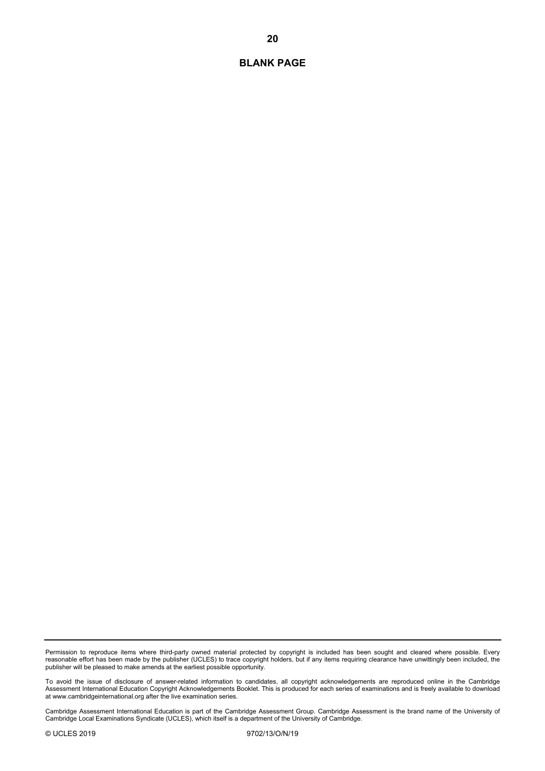**BLANK PAGE**

Permission to reproduce items where third-party owned material protected by copyright is included has been sought and cleared where possible. Every reasonable effort has been made by the publisher (UCLES) to trace copyright holders, but if any items requiring clearance have unwittingly been included, the publisher will be pleased to make amends at the earliest possible opportunity.

To avoid the issue of disclosure of answer-related information to candidates, all copyright acknowledgements are reproduced online in the Cambridge Assessment International Education Copyright Acknowledgements Booklet. This is produced for each series of examinations and is freely available to download at www.cambridgeinternational.org after the live examination series.

Cambridge Assessment International Education is part of the Cambridge Assessment Group. Cambridge Assessment is the brand name of the University of Cambridge Local Examinations Syndicate (UCLES), which itself is a department of the University of Cambridge.

© UCLES 2019 9702/13/O/N/19